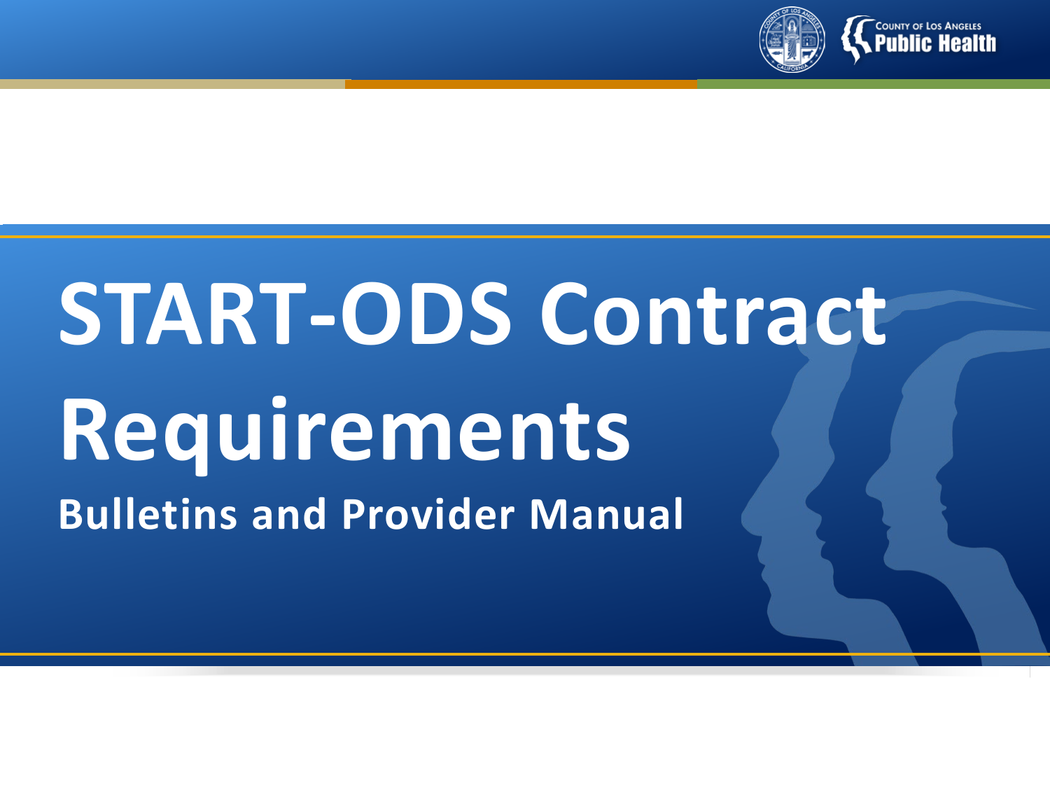# START-ODS Contract Requirements

## Bulletins and Provider Manual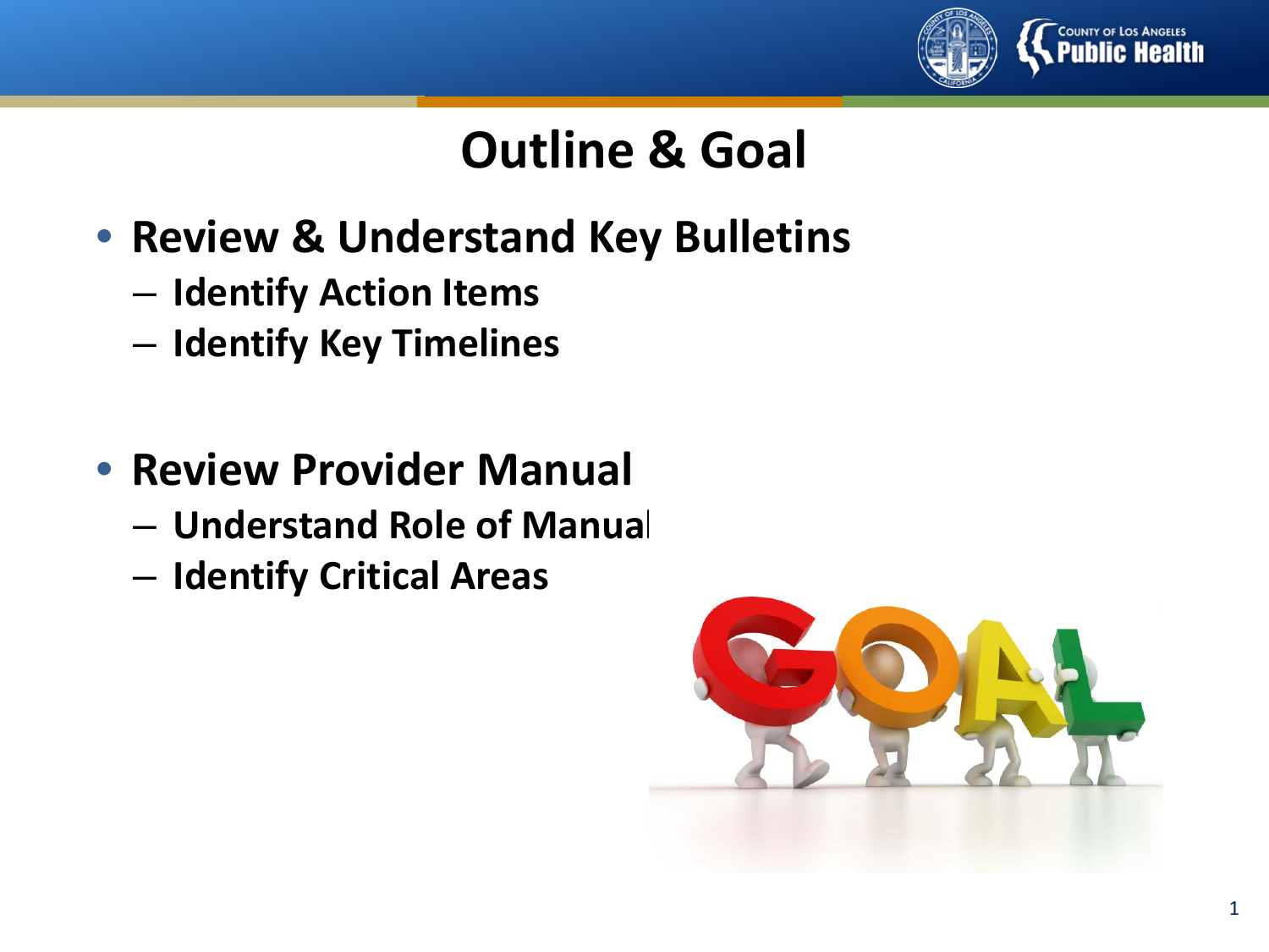# Outline & Goal

- **Review & Understand Key Bulletins**
  - **Identify Action Items**
  - **Identify Key Timelines**

- **Review Provider Manual**
  - **Understand Role of Manual**
  - **Identify Critical Areas**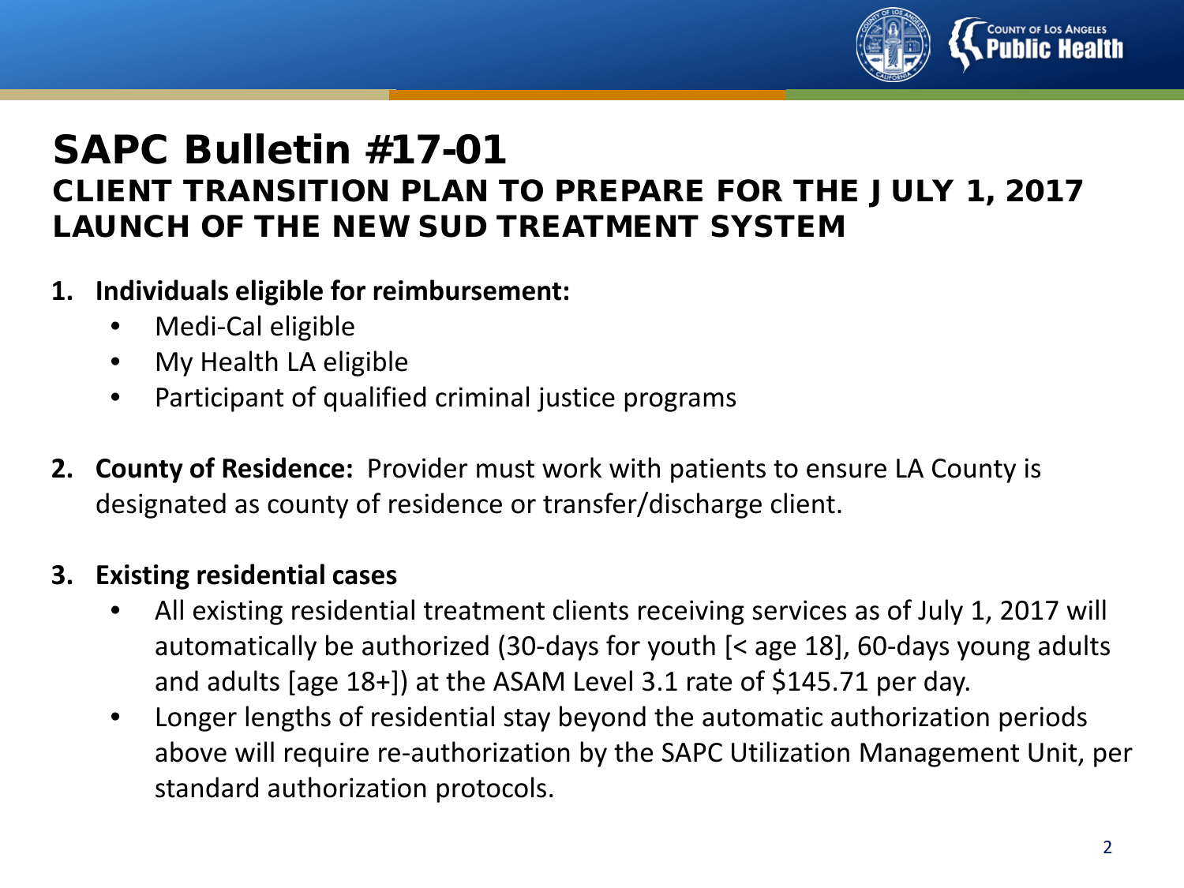# SAPC Bulletin #17-01

## CLIENT TRANSITION PLAN TO PREPARE FOR THE JULY 1, 2017 LAUNCH OF THE NEW SUD TREATMENT SYSTEM

1. **Individuals eligible for reimbursement:**
   - Medi-Cal eligible
   - My Health LA eligible
   - Participant of qualified criminal justice programs

2. **County of Residence:** Provider must work with patients to ensure LA County is designated as county of residence or transfer/discharge client.

3. **Existing residential cases**
   - All existing residential treatment clients receiving services as of July 1, 2017 will automatically be authorized (30-days for youth [< age 18], 60-days young adults and adults [age 18+]) at the ASAM Level 3.1 rate of $145.71 per day.
   - Longer lengths of residential stay beyond the automatic authorization periods above will require re-authorization by the SAPC Utilization Management Unit, per standard authorization protocols.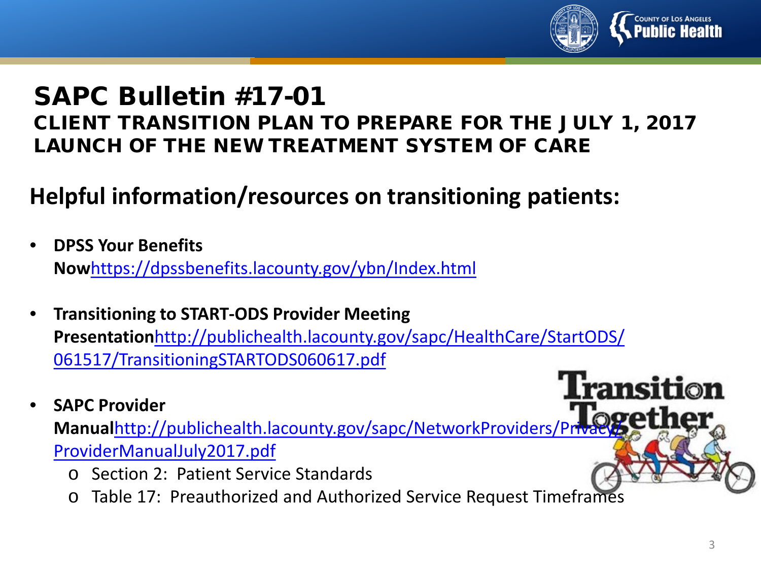# SAPC Bulletin #17-01

## CLIENT TRANSITION PLAN TO PREPARE FOR THE JULY 1, 2017 LAUNCH OF THE NEW TREATMENT SYSTEM OF CARE

### Helpful information/resources on transitioning patients:

- **DPSS Your Benefits Now** https://dpssbenefits.lacounty.gov/ybn/Index.html
- **Transitioning to START-ODS Provider Meeting Presentation** http://publichealth.lacounty.gov/sapc/HealthCare/StartODS/061517/TransitioningSTARTODS060617.pdf
- **SAPC Provider Manual** http://publichealth.lacounty.gov/sapc/NetworkProviders/Privacy/ProviderManualJuly2017.pdf
  - Section 2: Patient Service Standards
  - Table 17: Preauthorized and Authorized Service Request Timeframes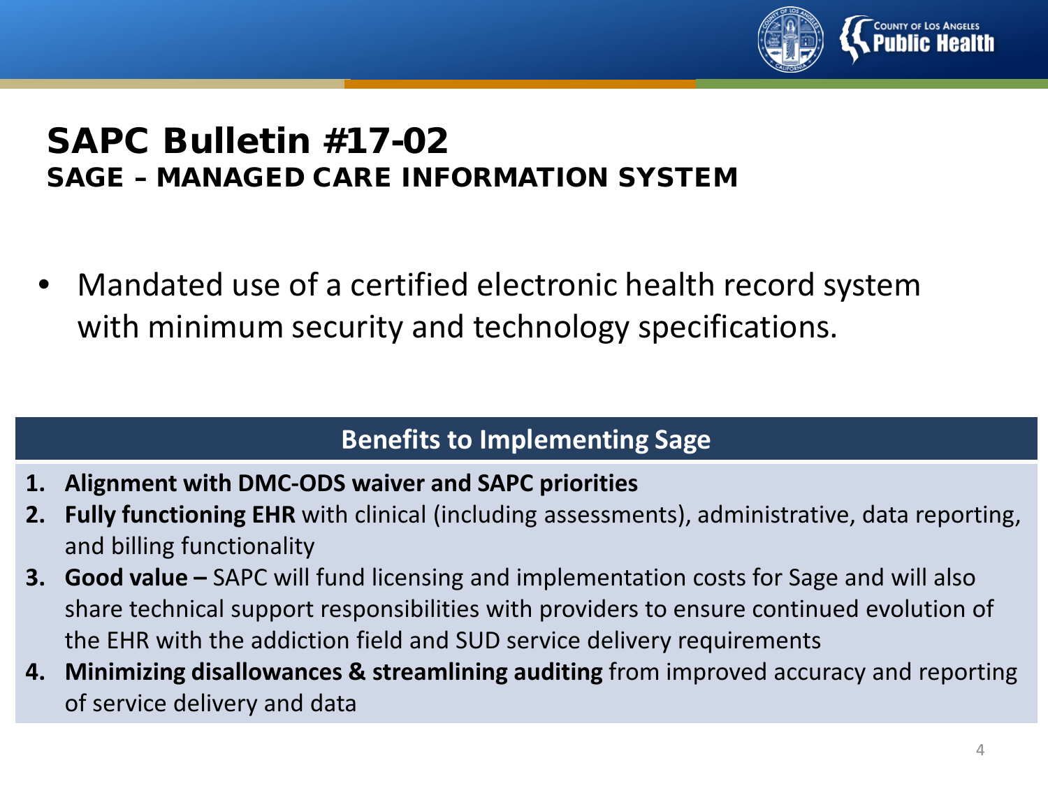# SAPC Bulletin #17-02
## SAGE – MANAGED CARE INFORMATION SYSTEM

- Mandated use of a certified electronic health record system with minimum security and technology specifications.

### Benefits to Implementing Sage

1. **Alignment with DMC-ODS waiver and SAPC priorities**
2. **Fully functioning EHR** with clinical (including assessments), administrative, data reporting, and billing functionality
3. **Good value –** SAPC will fund licensing and implementation costs for Sage and will also share technical support responsibilities with providers to ensure continued evolution of the EHR with the addiction field and SUD service delivery requirements
4. **Minimizing disallowances & streamlining auditing** from improved accuracy and reporting of service delivery and data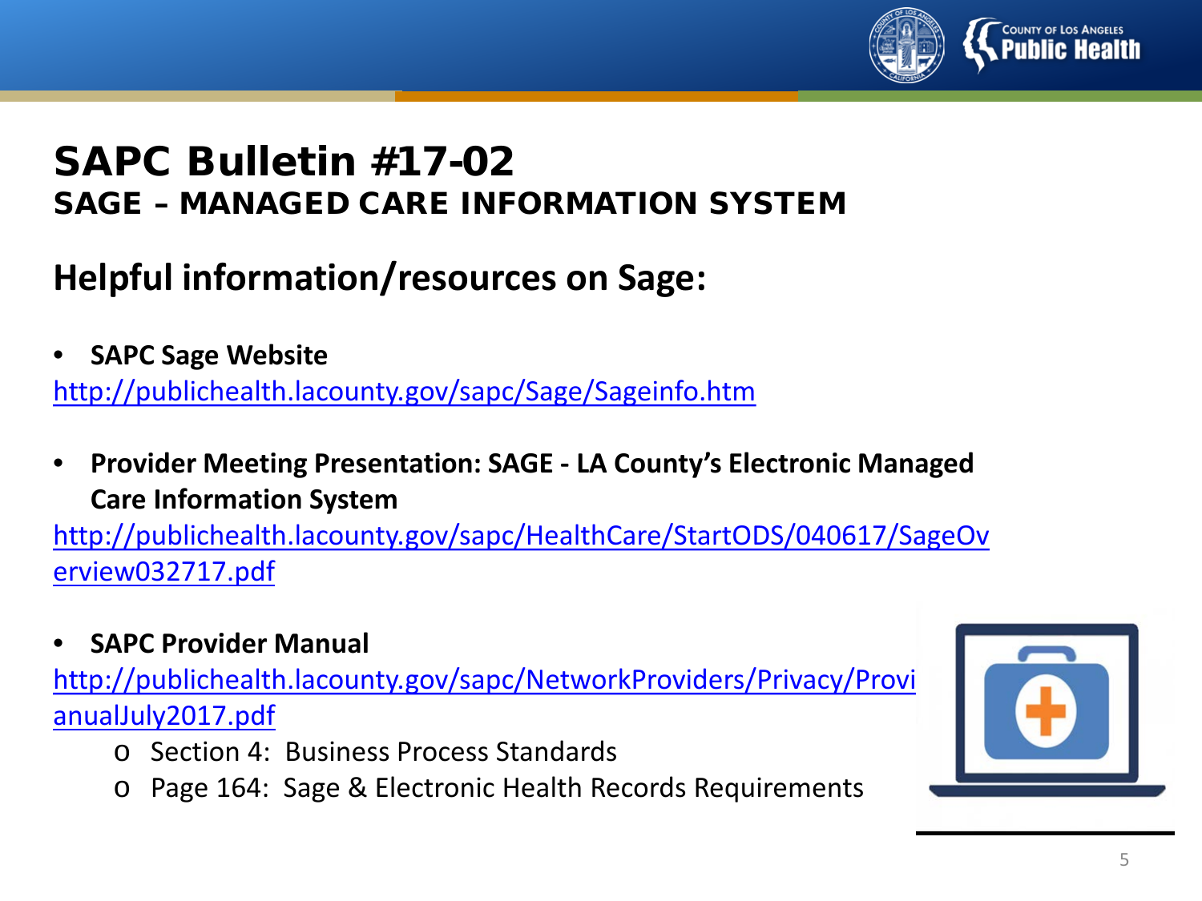# SAPC Bulletin #17-02

## SAGE – MANAGED CARE INFORMATION SYSTEM

## Helpful information/resources on Sage:

- **SAPC Sage Website**
  http://publichealth.lacounty.gov/sapc/Sage/Sageinfo.htm

- **Provider Meeting Presentation: SAGE - LA County's Electronic Managed Care Information System**
  http://publichealth.lacounty.gov/sapc/HealthCare/StartODS/040617/SageOverview032717.pdf

- **SAPC Provider Manual**
  http://publichealth.lacounty.gov/sapc/NetworkProviders/Privacy/ProvianualJuly2017.pdf
  - Section 4: Business Process Standards
  - Page 164: Sage & Electronic Health Records Requirements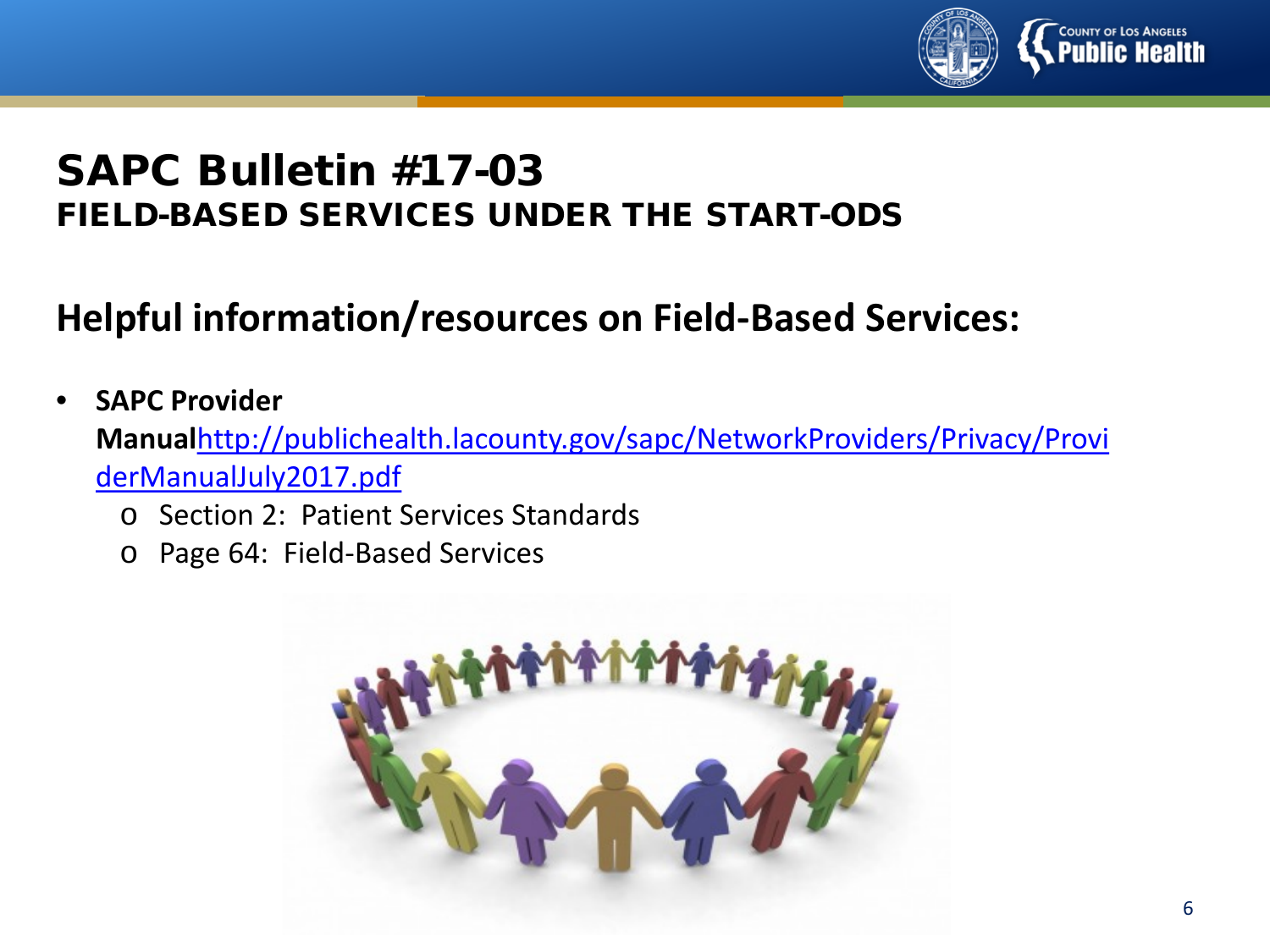# SAPC Bulletin #17-03

## FIELD-BASED SERVICES UNDER THE START-ODS

### Helpful information/resources on Field-Based Services:

- **SAPC Provider Manual** http://publichealth.lacounty.gov/sapc/NetworkProviders/Privacy/ProviderManualJuly2017.pdf
  - Section 2: Patient Services Standards
  - Page 64: Field-Based Services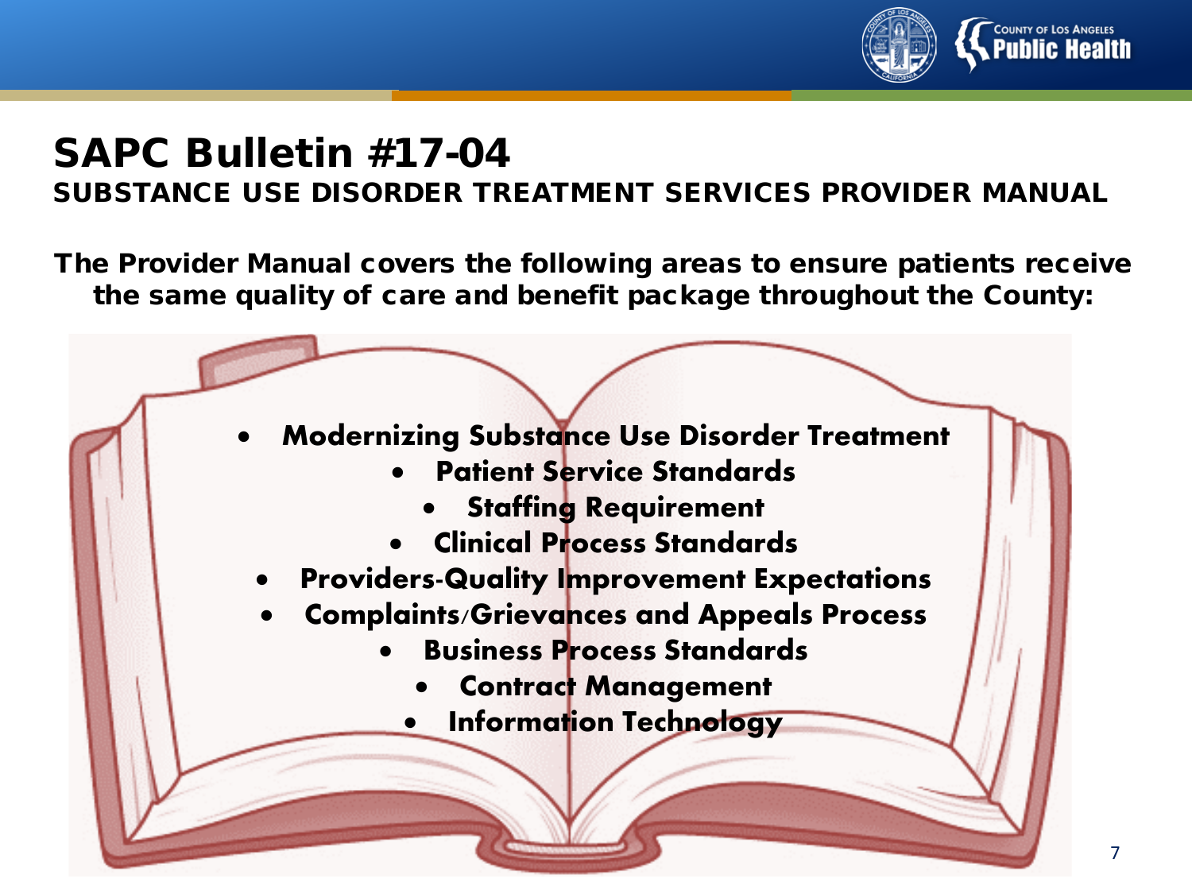# SAPC Bulletin #17-04

## SUBSTANCE USE DISORDER TREATMENT SERVICES PROVIDER MANUAL

**The Provider Manual covers the following areas to ensure patients receive the same quality of care and benefit package throughout the County:**

- **Modernizing Substance Use Disorder Treatment**
- **Patient Service Standards**
- **Staffing Requirement**
- **Clinical Process Standards**
- **Providers-Quality Improvement Expectations**
- **Complaints/Grievances and Appeals Process**
- **Business Process Standards**
- **Contract Management**
- **Information Technology**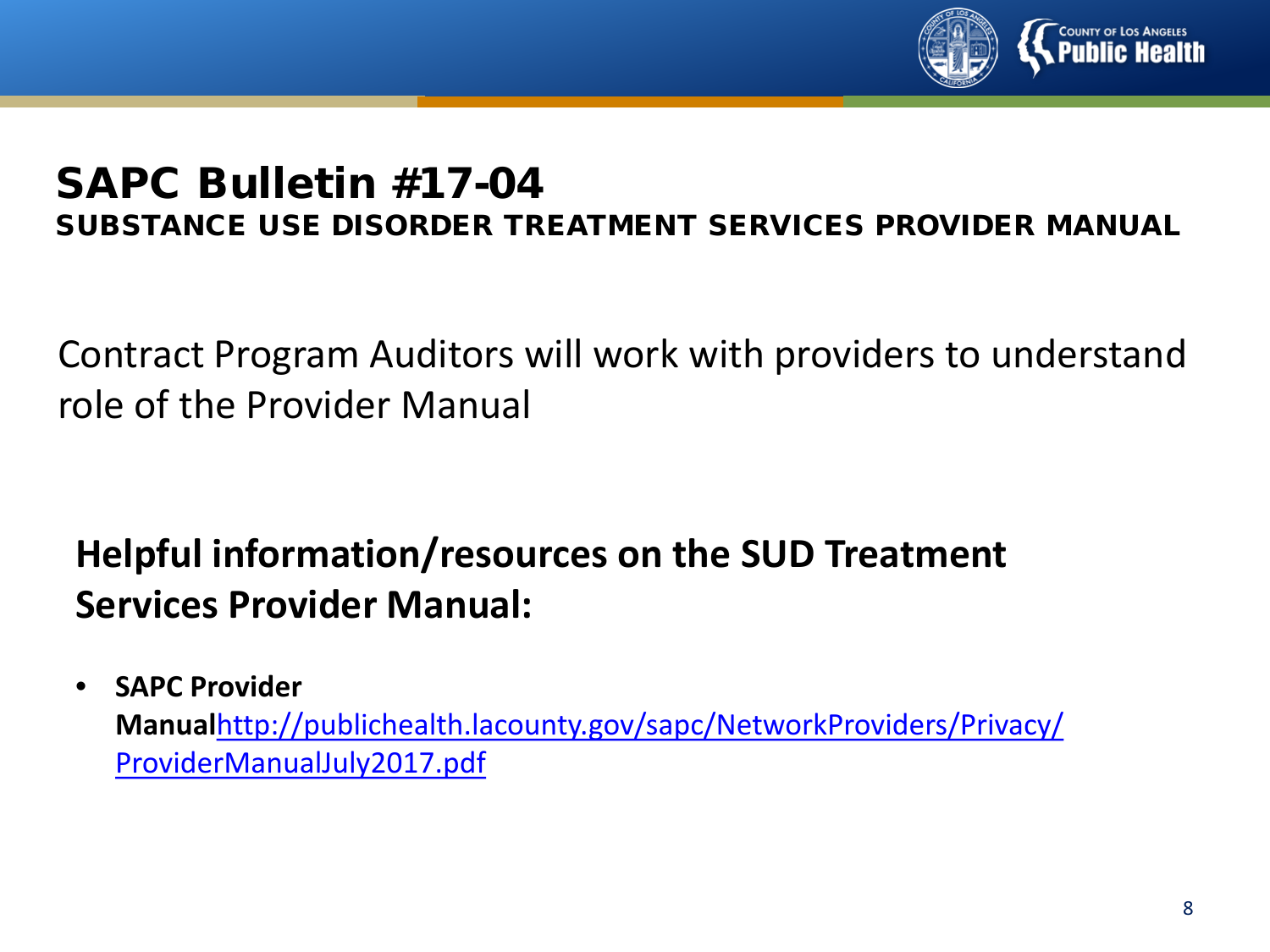# SAPC Bulletin #17-04

## SUBSTANCE USE DISORDER TREATMENT SERVICES PROVIDER MANUAL

Contract Program Auditors will work with providers to understand role of the Provider Manual

### Helpful information/resources on the SUD Treatment Services Provider Manual:

- **SAPC Provider Manual**http://publichealth.lacounty.gov/sapc/NetworkProviders/Privacy/ProviderManualJuly2017.pdf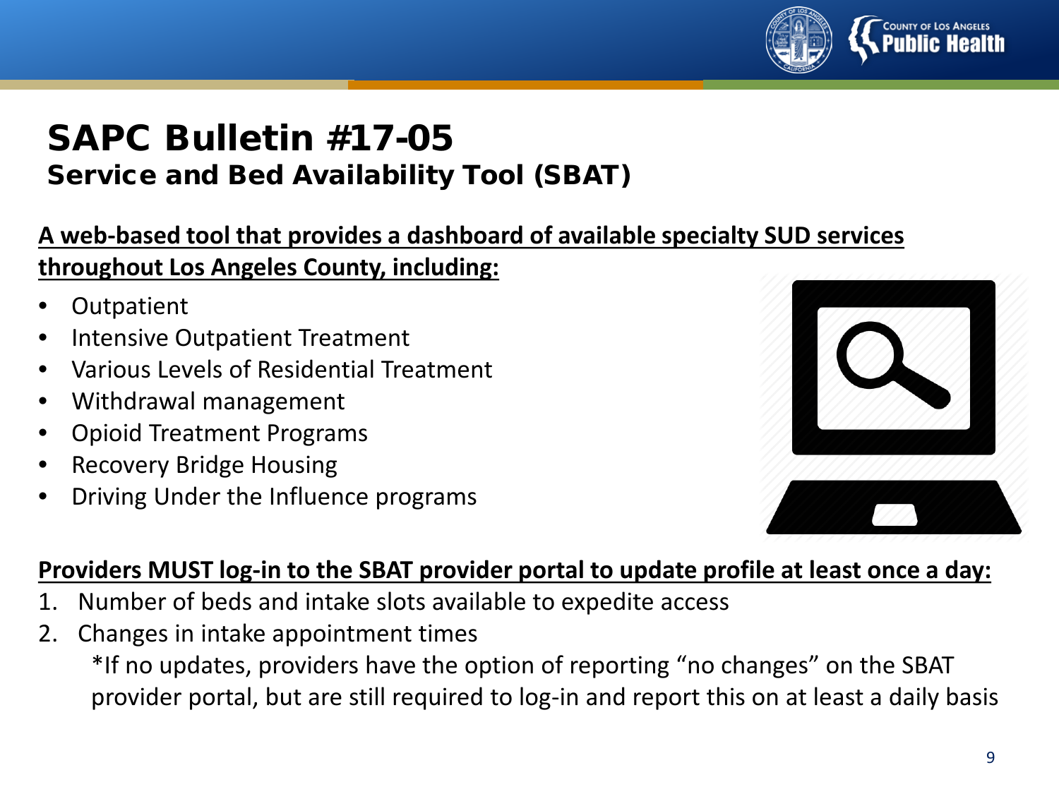# SAPC Bulletin #17-05

## Service and Bed Availability Tool (SBAT)

**A web-based tool that provides a dashboard of available specialty SUD services throughout Los Angeles County, including:**

- Outpatient
- Intensive Outpatient Treatment
- Various Levels of Residential Treatment
- Withdrawal management
- Opioid Treatment Programs
- Recovery Bridge Housing
- Driving Under the Influence programs

**Providers MUST log-in to the SBAT provider portal to update profile at least once a day:**

1. Number of beds and intake slots available to expedite access
2. Changes in intake appointment times

   *If no updates, providers have the option of reporting "no changes" on the SBAT provider portal, but are still required to log-in and report this on at least a daily basis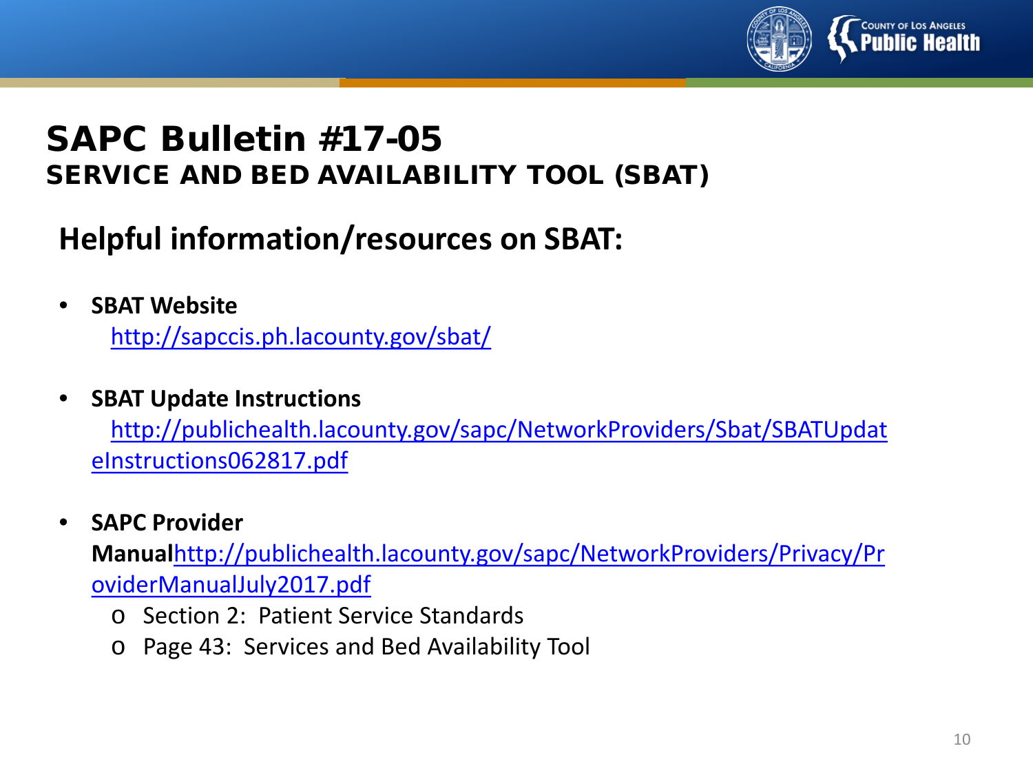# SAPC Bulletin #17-05
## SERVICE AND BED AVAILABILITY TOOL (SBAT)

### Helpful information/resources on SBAT:

- **SBAT Website**
  http://sapccis.ph.lacounty.gov/sbat/

- **SBAT Update Instructions**
  http://publichealth.lacounty.gov/sapc/NetworkProviders/Sbat/SBATUpdateInstructions062817.pdf

- **SAPC Provider Manual**http://publichealth.lacounty.gov/sapc/NetworkProviders/Privacy/ProviderManualJuly2017.pdf
  - Section 2: Patient Service Standards
  - Page 43: Services and Bed Availability Tool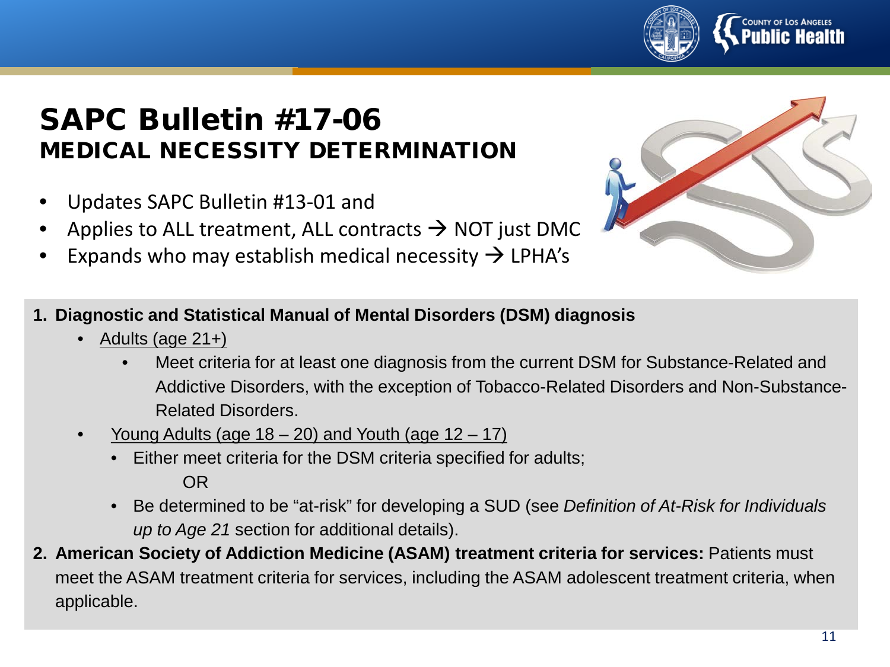# SAPC Bulletin #17-06

## MEDICAL NECESSITY DETERMINATION

- Updates SAPC Bulletin #13-01 and
- Applies to ALL treatment, ALL contracts → NOT just DMC
- Expands who may establish medical necessity → LPHA's

1. **Diagnostic and Statistical Manual of Mental Disorders (DSM) diagnosis**
   - Adults (age 21+)
     - Meet criteria for at least one diagnosis from the current DSM for Substance-Related and Addictive Disorders, with the exception of Tobacco-Related Disorders and Non-Substance-Related Disorders.
   - Young Adults (age 18 – 20) and Youth (age 12 – 17)
     - Either meet criteria for the DSM criteria specified for adults;

       OR
     - Be determined to be "at-risk" for developing a SUD (see *Definition of At-Risk for Individuals up to Age 21* section for additional details).
2. **American Society of Addiction Medicine (ASAM) treatment criteria for services:** Patients must meet the ASAM treatment criteria for services, including the ASAM adolescent treatment criteria, when applicable.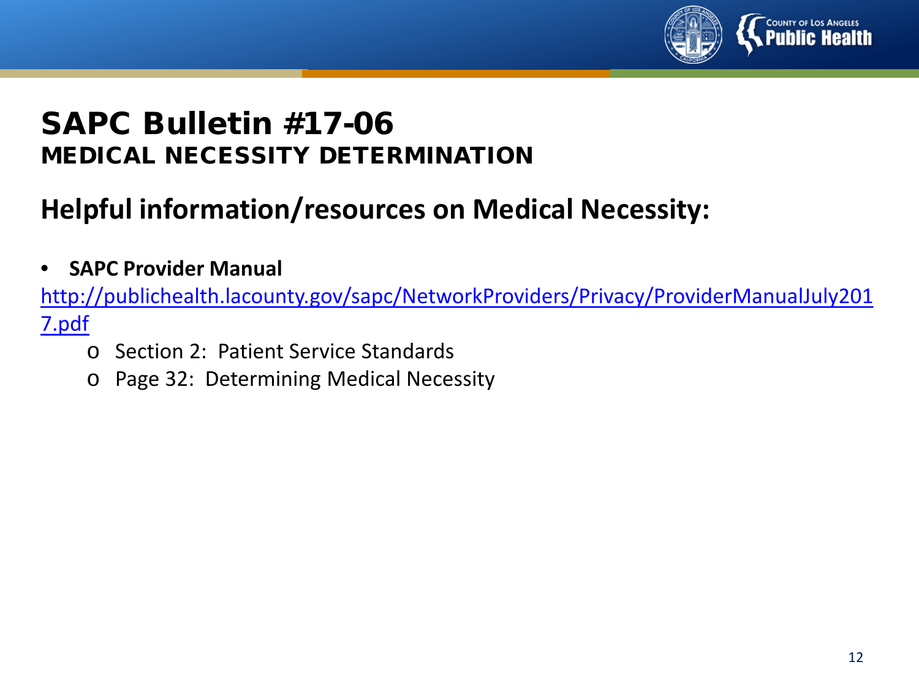# SAPC Bulletin #17-06

## MEDICAL NECESSITY DETERMINATION

## Helpful information/resources on Medical Necessity:

- **SAPC Provider Manual**

http://publichealth.lacounty.gov/sapc/NetworkProviders/Privacy/ProviderManualJuly2017.pdf

  - Section 2: Patient Service Standards
  - Page 32: Determining Medical Necessity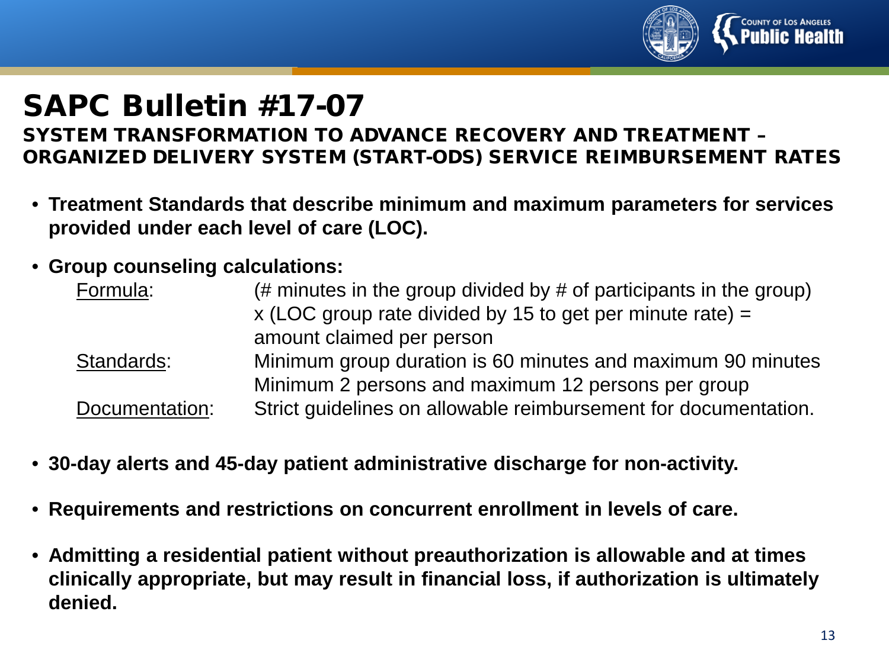# SAPC Bulletin #17-07

## SYSTEM TRANSFORMATION TO ADVANCE RECOVERY AND TREATMENT – ORGANIZED DELIVERY SYSTEM (START-ODS) SERVICE REIMBURSEMENT RATES

- **Treatment Standards that describe minimum and maximum parameters for services provided under each level of care (LOC).**
- **Group counseling calculations:**
  - Formula: (# minutes in the group divided by # of participants in the group) x (LOC group rate divided by 15 to get per minute rate) = amount claimed per person
  - Standards: Minimum group duration is 60 minutes and maximum 90 minutes. Minimum 2 persons and maximum 12 persons per group
  - Documentation: Strict guidelines on allowable reimbursement for documentation.
- **30-day alerts and 45-day patient administrative discharge for non-activity.**
- **Requirements and restrictions on concurrent enrollment in levels of care.**
- **Admitting a residential patient without preauthorization is allowable and at times clinically appropriate, but may result in financial loss, if authorization is ultimately denied.**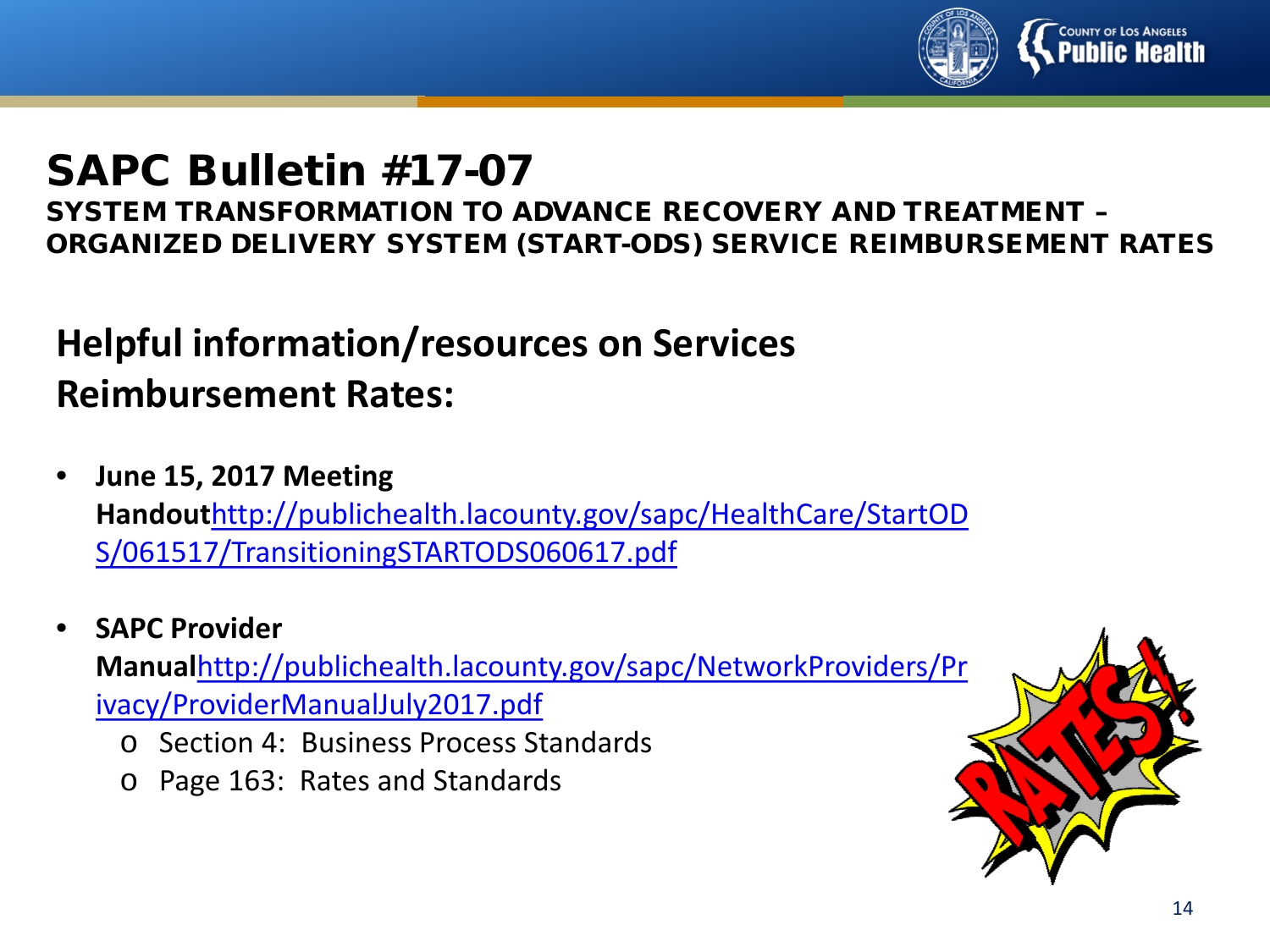# SAPC Bulletin #17-07

**SYSTEM TRANSFORMATION TO ADVANCE RECOVERY AND TREATMENT – ORGANIZED DELIVERY SYSTEM (START-ODS) SERVICE REIMBURSEMENT RATES**

## Helpful information/resources on Services Reimbursement Rates:

- **June 15, 2017 Meeting Handout**http://publichealth.lacounty.gov/sapc/HealthCare/StartODS/061517/TransitioningSTARTODS060617.pdf
- **SAPC Provider Manual**http://publichealth.lacounty.gov/sapc/NetworkProviders/Privacy/ProviderManualJuly2017.pdf
    - Section 4: Business Process Standards
    - Page 163: Rates and Standards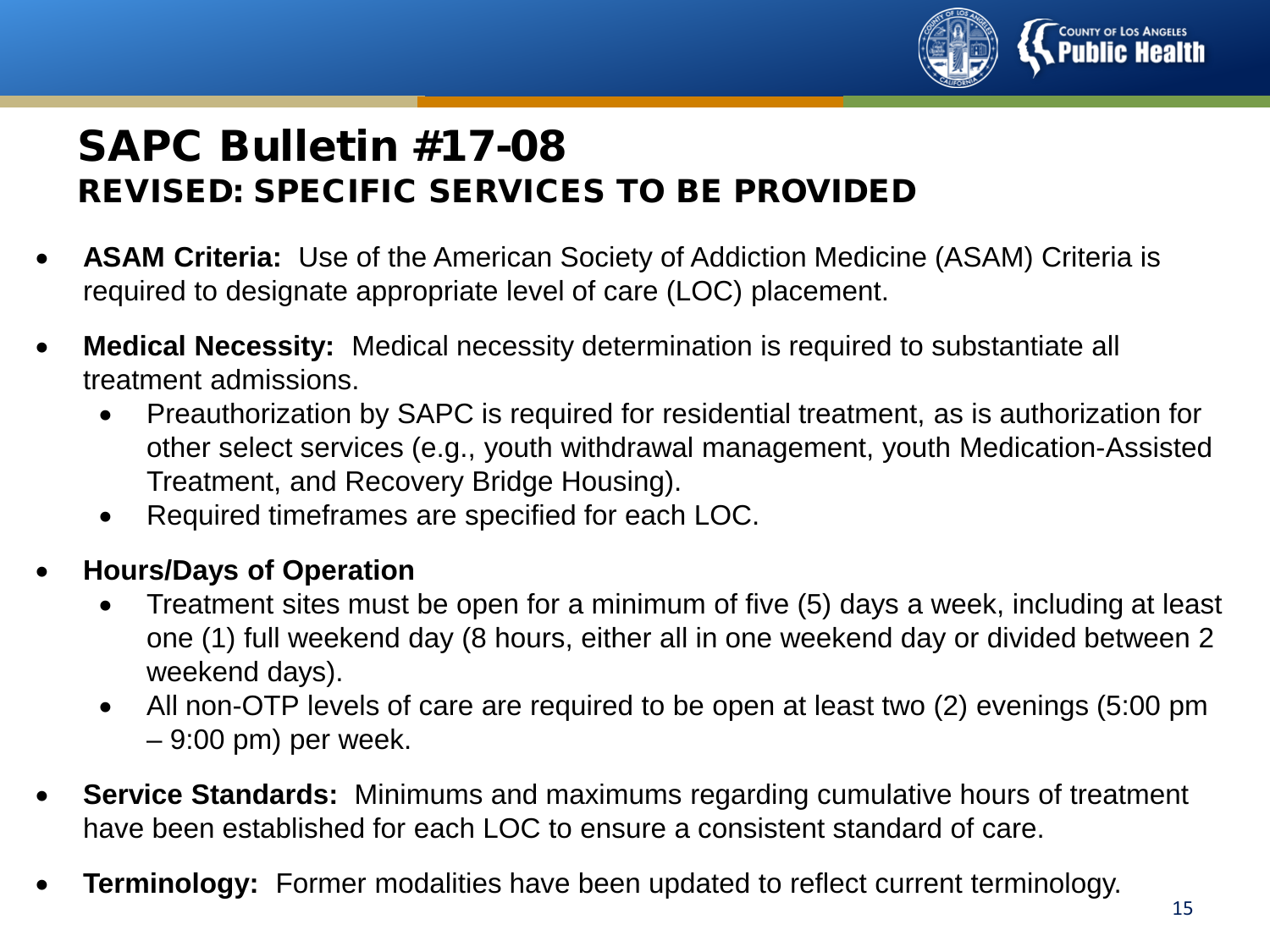# SAPC Bulletin #17-08

## REVISED: SPECIFIC SERVICES TO BE PROVIDED

- **ASAM Criteria:** Use of the American Society of Addiction Medicine (ASAM) Criteria is required to designate appropriate level of care (LOC) placement.
- **Medical Necessity:** Medical necessity determination is required to substantiate all treatment admissions.
  - Preauthorization by SAPC is required for residential treatment, as is authorization for other select services (e.g., youth withdrawal management, youth Medication-Assisted Treatment, and Recovery Bridge Housing).
  - Required timeframes are specified for each LOC.
- **Hours/Days of Operation**
  - Treatment sites must be open for a minimum of five (5) days a week, including at least one (1) full weekend day (8 hours, either all in one weekend day or divided between 2 weekend days).
  - All non-OTP levels of care are required to be open at least two (2) evenings (5:00 pm – 9:00 pm) per week.
- **Service Standards:** Minimums and maximums regarding cumulative hours of treatment have been established for each LOC to ensure a consistent standard of care.
- **Terminology:** Former modalities have been updated to reflect current terminology.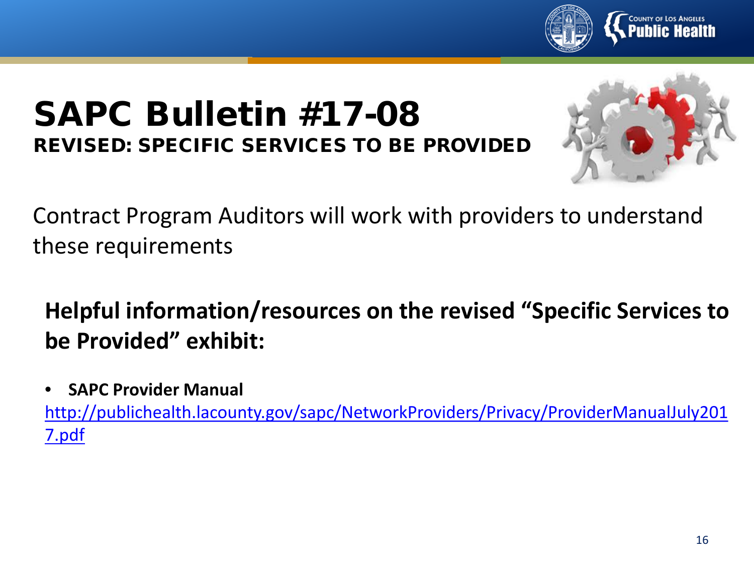# SAPC Bulletin #17-08

## REVISED: SPECIFIC SERVICES TO BE PROVIDED

Contract Program Auditors will work with providers to understand these requirements

**Helpful information/resources on the revised "Specific Services to be Provided" exhibit:**

- **SAPC Provider Manual**

  http://publichealth.lacounty.gov/sapc/NetworkProviders/Privacy/ProviderManualJuly2017.pdf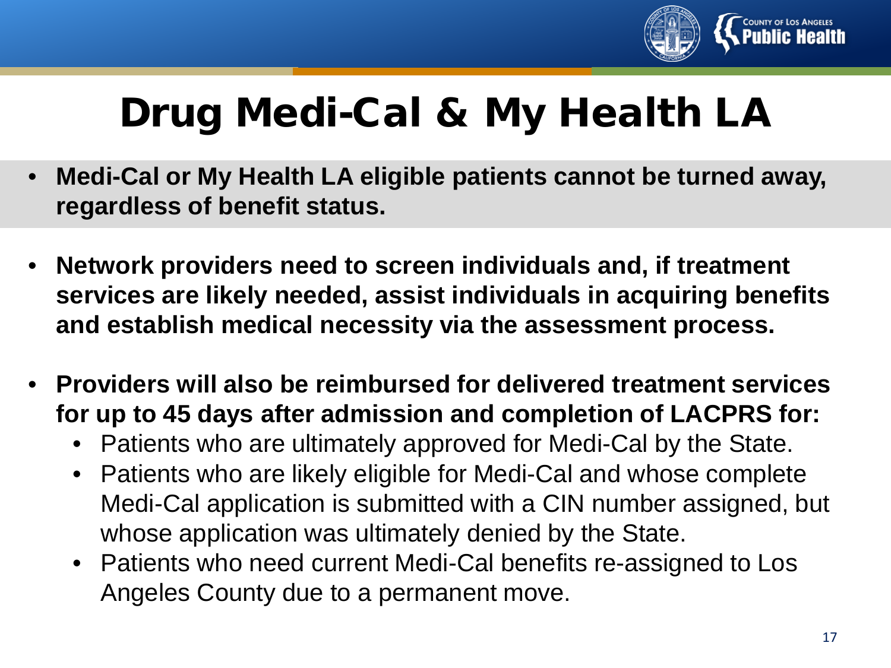# Drug Medi-Cal & My Health LA

- **Medi-Cal or My Health LA eligible patients cannot be turned away, regardless of benefit status.**
- **Network providers need to screen individuals and, if treatment services are likely needed, assist individuals in acquiring benefits and establish medical necessity via the assessment process.**
- **Providers will also be reimbursed for delivered treatment services for up to 45 days after admission and completion of LACPRS for:**
  - Patients who are ultimately approved for Medi-Cal by the State.
  - Patients who are likely eligible for Medi-Cal and whose complete Medi-Cal application is submitted with a CIN number assigned, but whose application was ultimately denied by the State.
  - Patients who need current Medi-Cal benefits re-assigned to Los Angeles County due to a permanent move.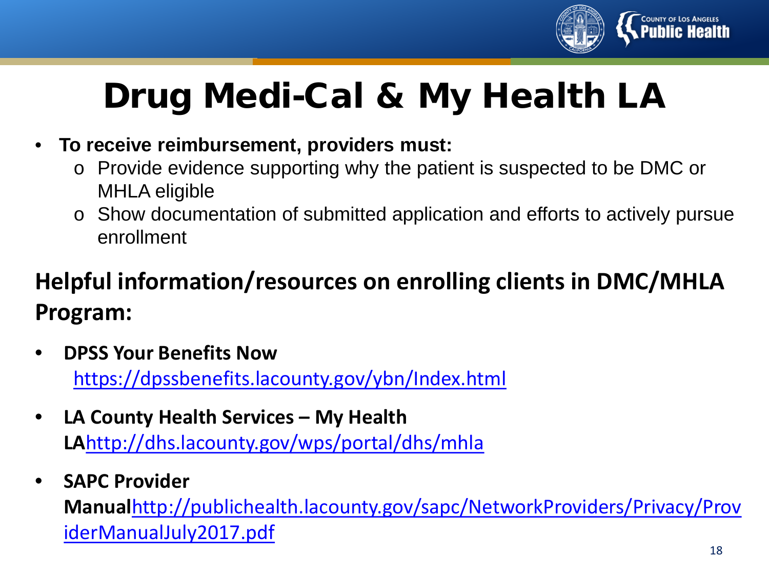# Drug Medi-Cal & My Health LA

- **To receive reimbursement, providers must:**
  - Provide evidence supporting why the patient is suspected to be DMC or MHLA eligible
  - Show documentation of submitted application and efforts to actively pursue enrollment

## Helpful information/resources on enrolling clients in DMC/MHLA Program:

- **DPSS Your Benefits Now** https://dpssbenefits.lacounty.gov/ybn/Index.html
- **LA County Health Services – My Health LA** http://dhs.lacounty.gov/wps/portal/dhs/mhla
- **SAPC Provider Manual** http://publichealth.lacounty.gov/sapc/NetworkProviders/Privacy/ProviderManualJuly2017.pdf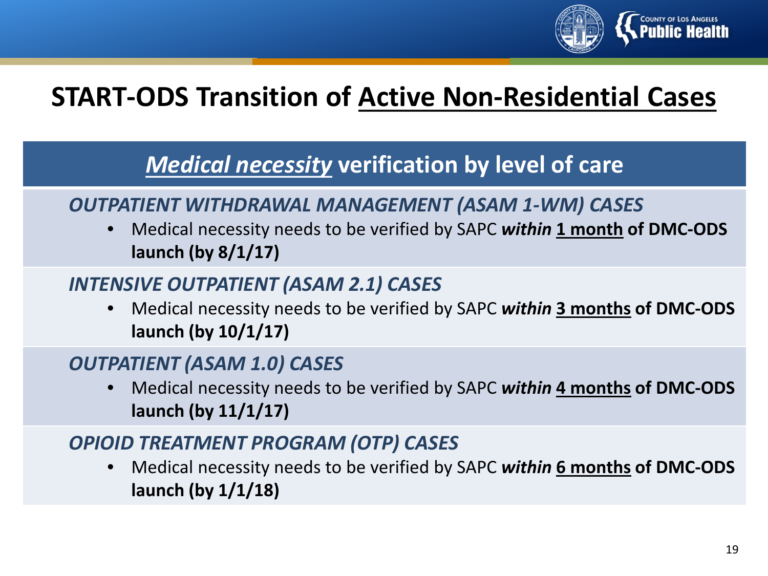# START-ODS Transition of Active Non-Residential Cases

## *Medical necessity* verification by level of care

### *OUTPATIENT WITHDRAWAL MANAGEMENT (ASAM 1-WM) CASES*

- Medical necessity needs to be verified by SAPC ***within*** **1 month of DMC-ODS launch (by 8/1/17)**

### *INTENSIVE OUTPATIENT (ASAM 2.1) CASES*

- Medical necessity needs to be verified by SAPC ***within*** **3 months of DMC-ODS launch (by 10/1/17)**

### *OUTPATIENT (ASAM 1.0) CASES*

- Medical necessity needs to be verified by SAPC ***within*** **4 months of DMC-ODS launch (by 11/1/17)**

### *OPIOID TREATMENT PROGRAM (OTP) CASES*

- Medical necessity needs to be verified by SAPC ***within*** **6 months of DMC-ODS launch (by 1/1/18)**